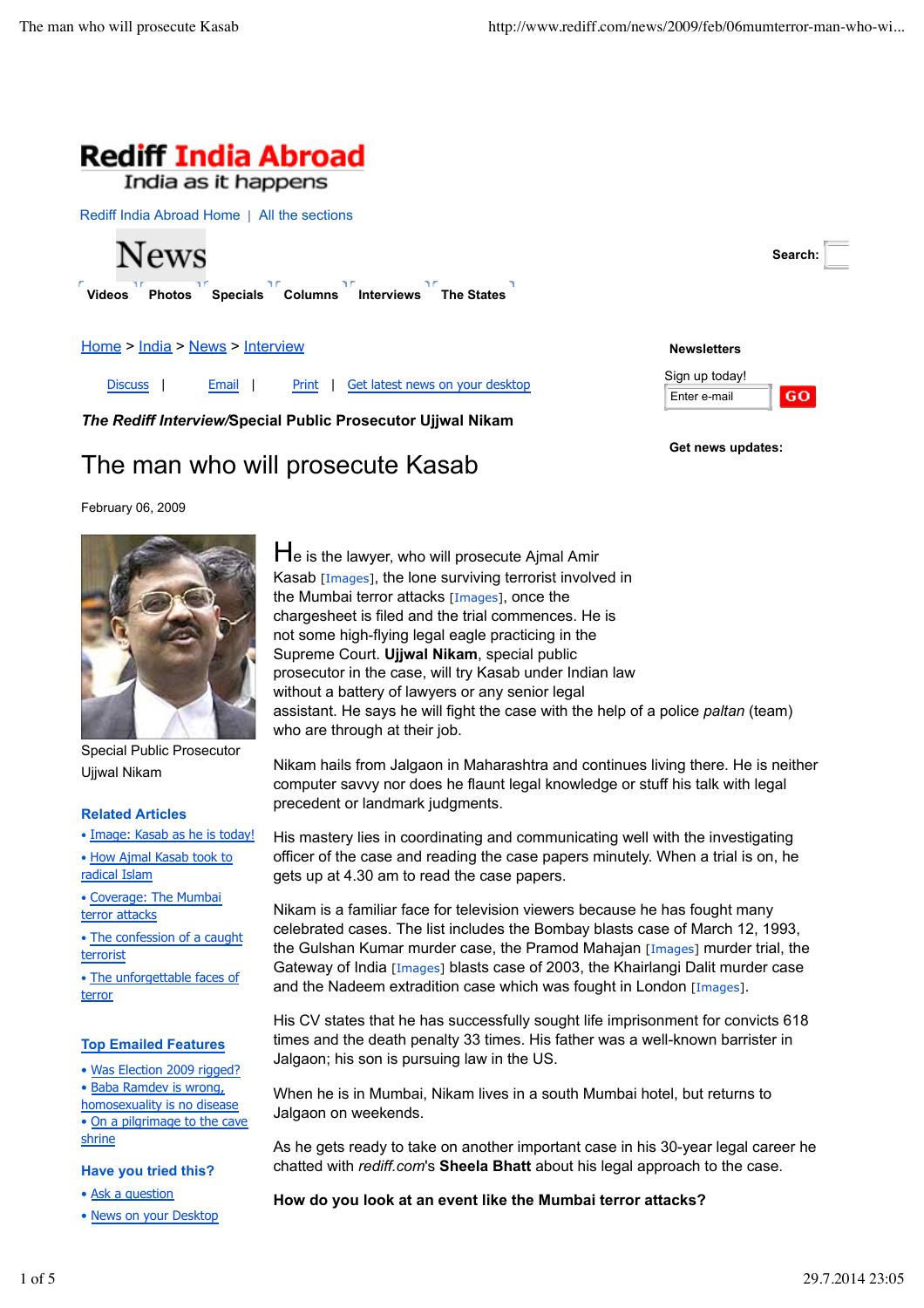# Rediff India Abroad

India as it happens

Rediff India Abroad Home | All the sections

News

Videos | Photos | Specials | Columns | Interviews | The States

Search:

Home > India > News > Interview

Discuss | Email | Print | Get latest news on your desktop

Newsletters

Sign up today!

Get news updates:

***The Rediff Interview/*Special Public Prosecutor Ujjwal Nikam**

# The man who will prosecute Kasab

February 06, 2009

Special Public Prosecutor Ujjwal Nikam

He is the lawyer, who will prosecute Ajmal Amir Kasab [Images], the lone surviving terrorist involved in the Mumbai terror attacks [Images], once the chargesheet is filed and the trial commences. He is not some high-flying legal eagle practicing in the Supreme Court. **Ujjwal Nikam**, special public prosecutor in the case, will try Kasab under Indian law without a battery of lawyers or any senior legal assistant. He says he will fight the case with the help of a police *paltan* (team) who are through at their job.

Nikam hails from Jalgaon in Maharashtra and continues living there. He is neither computer savvy nor does he flaunt legal knowledge or stuff his talk with legal precedent or landmark judgments.

His mastery lies in coordinating and communicating well with the investigating officer of the case and reading the case papers minutely. When a trial is on, he gets up at 4.30 am to read the case papers.

Nikam is a familiar face for television viewers because he has fought many celebrated cases. The list includes the Bombay blasts case of March 12, 1993, the Gulshan Kumar murder case, the Pramod Mahajan [Images] murder trial, the Gateway of India [Images] blasts case of 2003, the Khairlangi Dalit murder case and the Nadeem extradition case which was fought in London [Images].

His CV states that he has successfully sought life imprisonment for convicts 618 times and the death penalty 33 times. His father was a well-known barrister in Jalgaon; his son is pursuing law in the US.

When he is in Mumbai, Nikam lives in a south Mumbai hotel, but returns to Jalgaon on weekends.

As he gets ready to take on another important case in his 30-year legal career he chatted with *rediff.com*'s **Sheela Bhatt** about his legal approach to the case.

**How do you look at an event like the Mumbai terror attacks?**

**Related Articles**

- Image: Kasab as he is today!
- How Ajmal Kasab took to radical Islam
- Coverage: The Mumbai terror attacks
- The confession of a caught terrorist
- The unforgettable faces of terror

**Top Emailed Features**

- Was Election 2009 rigged?
- Baba Ramdev is wrong, homosexuality is no disease
- On a pilgrimage to the cave shrine

**Have you tried this?**

- Ask a question
- News on your Desktop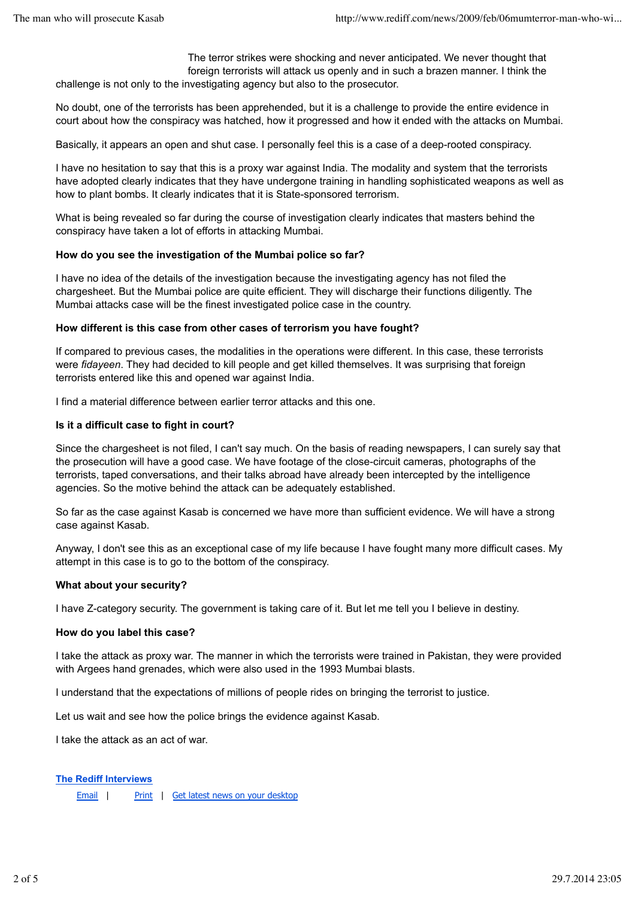The terror strikes were shocking and never anticipated. We never thought that foreign terrorists will attack us openly and in such a brazen manner. I think the challenge is not only to the investigating agency but also to the prosecutor.

No doubt, one of the terrorists has been apprehended, but it is a challenge to provide the entire evidence in court about how the conspiracy was hatched, how it progressed and how it ended with the attacks on Mumbai.

Basically, it appears an open and shut case. I personally feel this is a case of a deep-rooted conspiracy.

I have no hesitation to say that this is a proxy war against India. The modality and system that the terrorists have adopted clearly indicates that they have undergone training in handling sophisticated weapons as well as how to plant bombs. It clearly indicates that it is State-sponsored terrorism.

What is being revealed so far during the course of investigation clearly indicates that masters behind the conspiracy have taken a lot of efforts in attacking Mumbai.

**How do you see the investigation of the Mumbai police so far?**

I have no idea of the details of the investigation because the investigating agency has not filed the chargesheet. But the Mumbai police are quite efficient. They will discharge their functions diligently. The Mumbai attacks case will be the finest investigated police case in the country.

**How different is this case from other cases of terrorism you have fought?**

If compared to previous cases, the modalities in the operations were different. In this case, these terrorists were *fidayeen*. They had decided to kill people and get killed themselves. It was surprising that foreign terrorists entered like this and opened war against India.

I find a material difference between earlier terror attacks and this one.

**Is it a difficult case to fight in court?**

Since the chargesheet is not filed, I can't say much. On the basis of reading newspapers, I can surely say that the prosecution will have a good case. We have footage of the close-circuit cameras, photographs of the terrorists, taped conversations, and their talks abroad have already been intercepted by the intelligence agencies. So the motive behind the attack can be adequately established.

So far as the case against Kasab is concerned we have more than sufficient evidence. We will have a strong case against Kasab.

Anyway, I don't see this as an exceptional case of my life because I have fought many more difficult cases. My attempt in this case is to go to the bottom of the conspiracy.

**What about your security?**

I have Z-category security. The government is taking care of it. But let me tell you I believe in destiny.

**How do you label this case?**

I take the attack as proxy war. The manner in which the terrorists were trained in Pakistan, they were provided with Argees hand grenades, which were also used in the 1993 Mumbai blasts.

I understand that the expectations of millions of people rides on bringing the terrorist to justice.

Let us wait and see how the police brings the evidence against Kasab.

I take the attack as an act of war.

**The Rediff Interviews**

Email | Print | Get latest news on your desktop